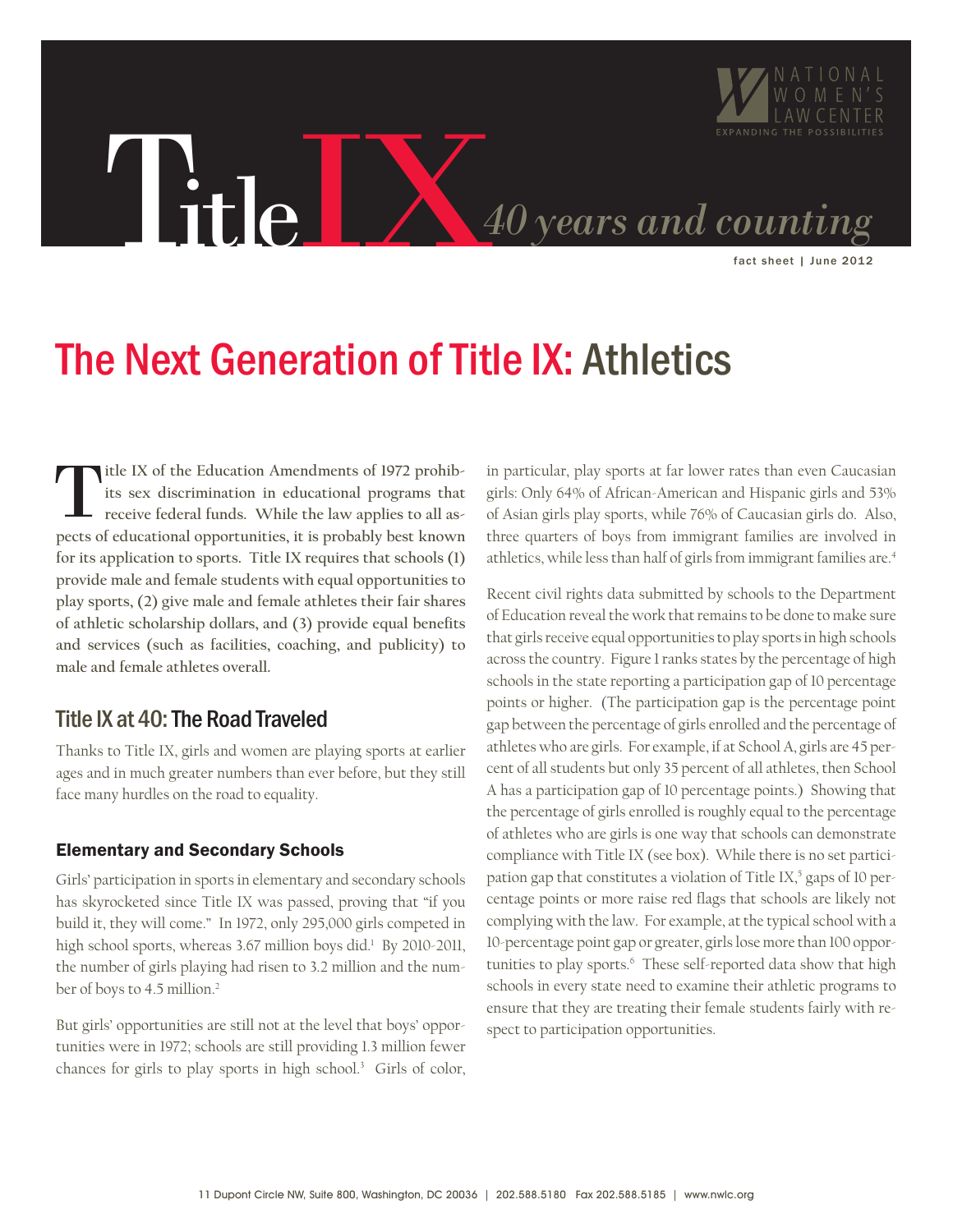# Title IX *40 years and counting*

fact sheet | June 2012

# The Next Generation of Title IX: Athletics

**Title IX of the Education Amendments of 1972 prohibits sex discrimination in educational programs that receive federal funds. While the law applies to all aspects of educational opportunities, it is probably best known for its application to sports. Title IX requires that schools (1) provide male and female students with equal opportunities to play sports, (2) give male and female athletes their fair shares of athletic scholarship dollars, and (3) provide equal benefits and services (such as facilities, coaching, and publicity) to male and female athletes overall.**

## Title IX at 40: The Road Traveled

Thanks to Title IX, girls and women are playing sports at earlier ages and in much greater numbers than ever before, but they still face many hurdles on the road to equality.

### Elementary and Secondary Schools

Girls' participation in sports in elementary and secondary schools has skyrocketed since Title IX was passed, proving that "if you build it, they will come." In 1972, only 295,000 girls competed in high school sports, whereas 3.67 million boys did.[1] By 2010-2011, the number of girls playing had risen to 3.2 million and the number of boys to 4.5 million.[2]

But girls' opportunities are still not at the level that boys' opportunities were in 1972; schools are still providing 1.3 million fewer chances for girls to play sports in high school.[3] Girls of color, in particular, play sports at far lower rates than even Caucasian girls: Only 64% of African-American and Hispanic girls and 53% of Asian girls play sports, while 76% of Caucasian girls do. Also, three quarters of boys from immigrant families are involved in athletics, while less than half of girls from immigrant families are.[4]

Recent civil rights data submitted by schools to the Department of Education reveal the work that remains to be done to make sure that girls receive equal opportunities to play sports in high schools across the country. Figure 1 ranks states by the percentage of high schools in the state reporting a participation gap of 10 percentage points or higher. (The participation gap is the percentage point gap between the percentage of girls enrolled and the percentage of athletes who are girls. For example, if at School A, girls are 45 percent of all students but only 35 percent of all athletes, then School A has a participation gap of 10 percentage points.) Showing that the percentage of girls enrolled is roughly equal to the percentage of athletes who are girls is one way that schools can demonstrate compliance with Title IX (see box). While there is no set participation gap that constitutes a violation of Title IX,[5] gaps of 10 percentage points or more raise red flags that schools are likely not complying with the law. For example, at the typical school with a 10-percentage point gap or greater, girls lose more than 100 opportunities to play sports.[6] These self-reported data show that high schools in every state need to examine their athletic programs to ensure that they are treating their female students fairly with respect to participation opportunities.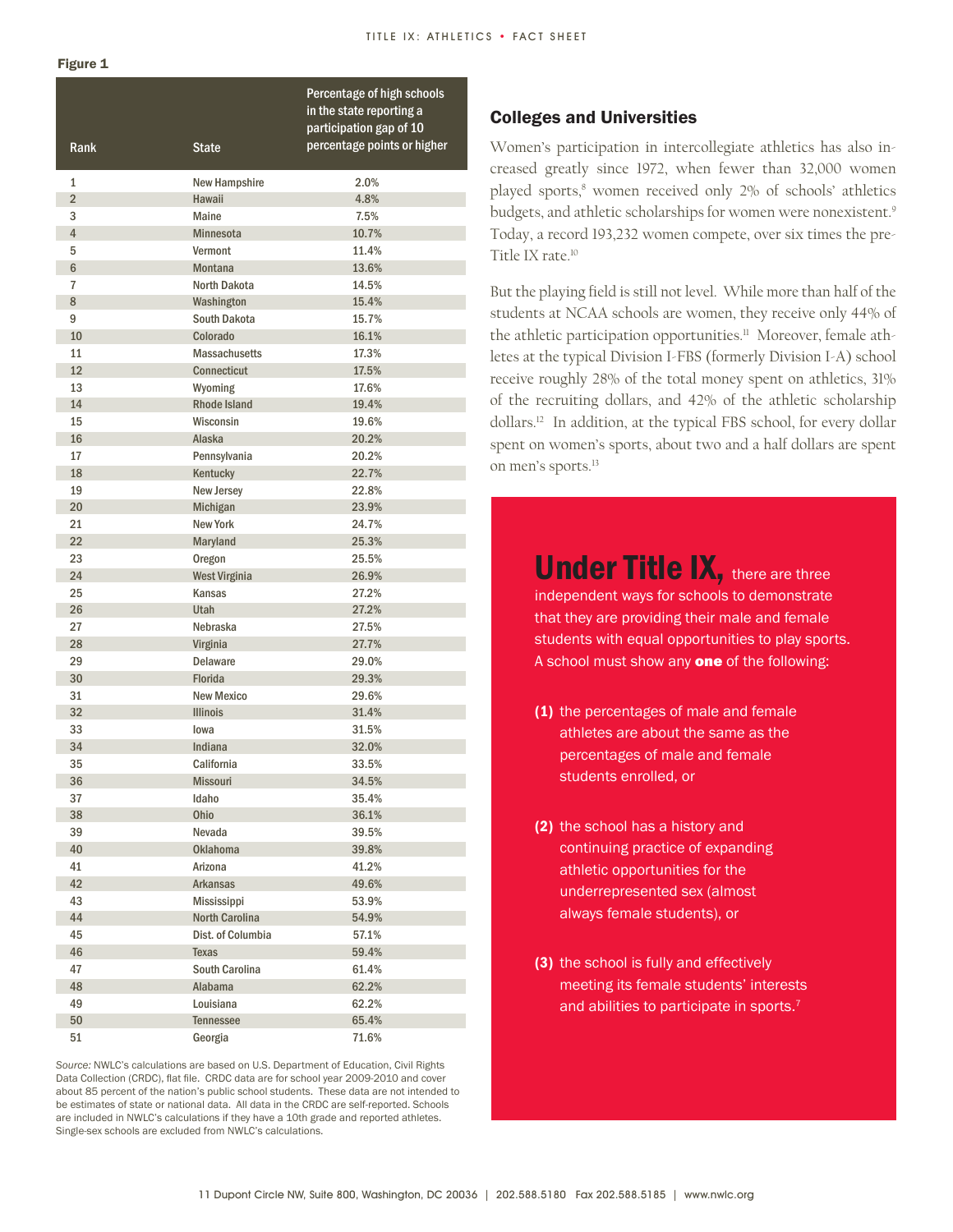**Figure 1**

| Rank | State | Percentage of high schools in the state reporting a participation gap of 10 percentage points or higher |
|---|---|---|
| 1 | New Hampshire | 2.0% |
| 2 | Hawaii | 4.8% |
| 3 | Maine | 7.5% |
| 4 | Minnesota | 10.7% |
| 5 | Vermont | 11.4% |
| 6 | Montana | 13.6% |
| 7 | North Dakota | 14.5% |
| 8 | Washington | 15.4% |
| 9 | South Dakota | 15.7% |
| 10 | Colorado | 16.1% |
| 11 | Massachusetts | 17.3% |
| 12 | Connecticut | 17.5% |
| 13 | Wyoming | 17.6% |
| 14 | Rhode Island | 19.4% |
| 15 | Wisconsin | 19.6% |
| 16 | Alaska | 20.2% |
| 17 | Pennsylvania | 20.2% |
| 18 | Kentucky | 22.7% |
| 19 | New Jersey | 22.8% |
| 20 | Michigan | 23.9% |
| 21 | New York | 24.7% |
| 22 | Maryland | 25.3% |
| 23 | Oregon | 25.5% |
| 24 | West Virginia | 26.9% |
| 25 | Kansas | 27.2% |
| 26 | Utah | 27.2% |
| 27 | Nebraska | 27.5% |
| 28 | Virginia | 27.7% |
| 29 | Delaware | 29.0% |
| 30 | Florida | 29.3% |
| 31 | New Mexico | 29.6% |
| 32 | Illinois | 31.4% |
| 33 | Iowa | 31.5% |
| 34 | Indiana | 32.0% |
| 35 | California | 33.5% |
| 36 | Missouri | 34.5% |
| 37 | Idaho | 35.4% |
| 38 | Ohio | 36.1% |
| 39 | Nevada | 39.5% |
| 40 | Oklahoma | 39.8% |
| 41 | Arizona | 41.2% |
| 42 | Arkansas | 49.6% |
| 43 | Mississippi | 53.9% |
| 44 | North Carolina | 54.9% |
| 45 | Dist. of Columbia | 57.1% |
| 46 | Texas | 59.4% |
| 47 | South Carolina | 61.4% |
| 48 | Alabama | 62.2% |
| 49 | Louisiana | 62.2% |
| 50 | Tennessee | 65.4% |
| 51 | Georgia | 71.6% |

*Source:* NWLC's calculations are based on U.S. Department of Education, Civil Rights Data Collection (CRDC), flat file. CRDC data are for school year 2009-2010 and cover about 85 percent of the nation's public school students. These data are not intended to be estimates of state or national data. All data in the CRDC are self-reported. Schools are included in NWLC's calculations if they have a 10th grade and reported athletes. Single-sex schools are excluded from NWLC's calculations.

## Colleges and Universities

Women's participation in intercollegiate athletics has also increased greatly since 1972, when fewer than 32,000 women played sports,[8] women received only 2% of schools' athletics budgets, and athletic scholarships for women were nonexistent.[9] Today, a record 193,232 women compete, over six times the pre-Title IX rate.[10]

But the playing field is still not level. While more than half of the students at NCAA schools are women, they receive only 44% of the athletic participation opportunities.[11] Moreover, female athletes at the typical Division I-FBS (formerly Division I-A) school receive roughly 28% of the total money spent on athletics, 31% of the recruiting dollars, and 42% of the athletic scholarship dollars.[12] In addition, at the typical FBS school, for every dollar spent on women's sports, about two and a half dollars are spent on men's sports.[13]

**Under Title IX,** there are three independent ways for schools to demonstrate that they are providing their male and female students with equal opportunities to play sports. A school must show any **one** of the following:

**(1)** the percentages of male and female athletes are about the same as the percentages of male and female students enrolled, or

**(2)** the school has a history and continuing practice of expanding athletic opportunities for the underrepresented sex (almost always female students), or

**(3)** the school is fully and effectively meeting its female students' interests and abilities to participate in sports.[7]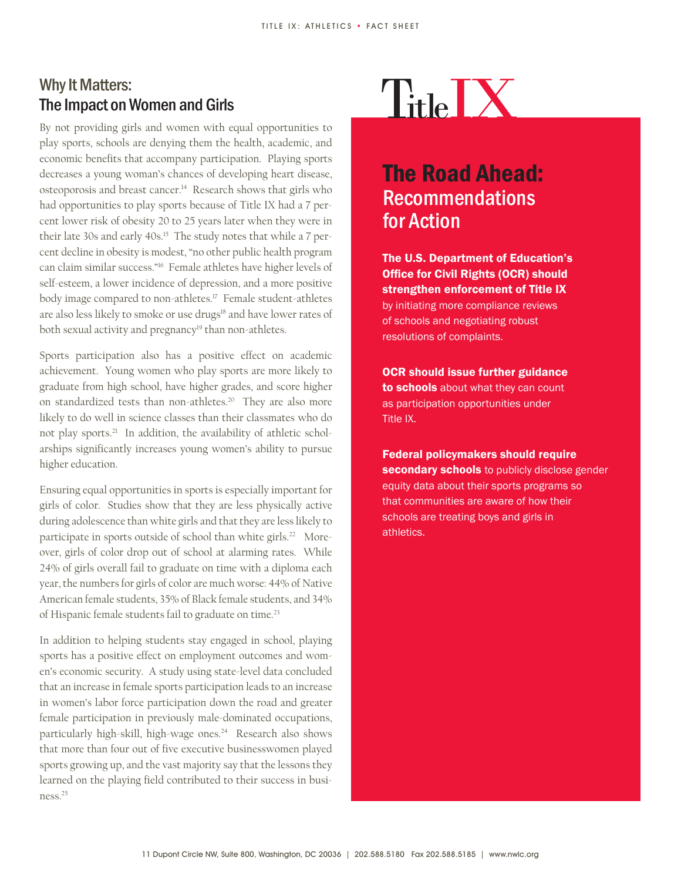## Why It Matters: The Impact on Women and Girls

By not providing girls and women with equal opportunities to play sports, schools are denying them the health, academic, and economic benefits that accompany participation. Playing sports decreases a young woman's chances of developing heart disease, osteoporosis and breast cancer.[14] Research shows that girls who had opportunities to play sports because of Title IX had a 7 percent lower risk of obesity 20 to 25 years later when they were in their late 30s and early 40s.[15] The study notes that while a 7 percent decline in obesity is modest, "no other public health program can claim similar success."[16] Female athletes have higher levels of self-esteem, a lower incidence of depression, and a more positive body image compared to non-athletes.[17] Female student-athletes are also less likely to smoke or use drugs[18] and have lower rates of both sexual activity and pregnancy[19] than non-athletes.

Sports participation also has a positive effect on academic achievement. Young women who play sports are more likely to graduate from high school, have higher grades, and score higher on standardized tests than non-athletes.[20] They are also more likely to do well in science classes than their classmates who do not play sports.[21] In addition, the availability of athletic scholarships significantly increases young women's ability to pursue higher education.

Ensuring equal opportunities in sports is especially important for girls of color. Studies show that they are less physically active during adolescence than white girls and that they are less likely to participate in sports outside of school than white girls.[22] Moreover, girls of color drop out of school at alarming rates. While 24% of girls overall fail to graduate on time with a diploma each year, the numbers for girls of color are much worse: 44% of Native American female students, 35% of Black female students, and 34% of Hispanic female students fail to graduate on time.[23]

In addition to helping students stay engaged in school, playing sports has a positive effect on employment outcomes and women's economic security. A study using state-level data concluded that an increase in female sports participation leads to an increase in women's labor force participation down the road and greater female participation in previously male-dominated occupations, particularly high-skill, high-wage ones.[24] Research also shows that more than four out of five executive businesswomen played sports growing up, and the vast majority say that the lessons they learned on the playing field contributed to their success in business.[25]

# Title IX

## The Road Ahead: Recommendations for Action

**The U.S. Department of Education's Office for Civil Rights (OCR) should strengthen enforcement of Title IX** by initiating more compliance reviews of schools and negotiating robust resolutions of complaints.

**OCR should issue further guidance to schools** about what they can count as participation opportunities under Title IX.

**Federal policymakers should require secondary schools** to publicly disclose gender equity data about their sports programs so that communities are aware of how their schools are treating boys and girls in athletics.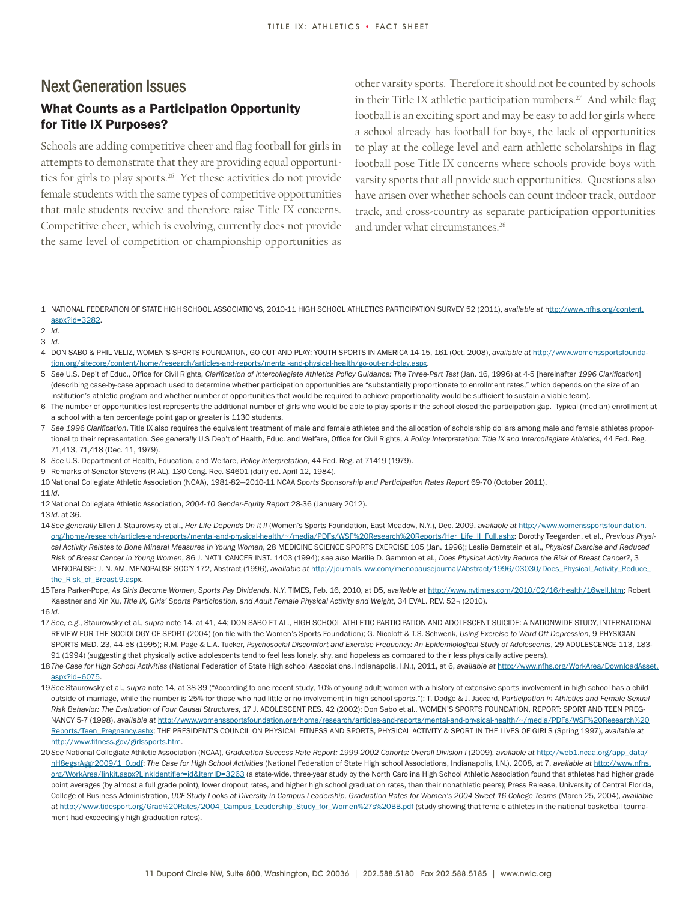## Next Generation Issues

### What Counts as a Participation Opportunity for Title IX Purposes?

Schools are adding competitive cheer and flag football for girls in attempts to demonstrate that they are providing equal opportunities for girls to play sports.[26] Yet these activities do not provide female students with the same types of competitive opportunities that male students receive and therefore raise Title IX concerns. Competitive cheer, which is evolving, currently does not provide the same level of competition or championship opportunities as other varsity sports. Therefore it should not be counted by schools in their Title IX athletic participation numbers.[27] And while flag football is an exciting sport and may be easy to add for girls where a school already has football for boys, the lack of opportunities to play at the college level and earn athletic scholarships in flag football pose Title IX concerns where schools provide boys with varsity sports that all provide such opportunities. Questions also have arisen over whether schools can count indoor track, outdoor track, and cross-country as separate participation opportunities and under what circumstances.[28]

1 NATIONAL FEDERATION OF STATE HIGH SCHOOL ASSOCIATIONS, 2010-11 HIGH SCHOOL ATHLETICS PARTICIPATION SURVEY 52 (2011), *available at* http://www.nfhs.org/content.aspx?id=3282.

2 *Id*.

3 *Id*.

4 DON SABO & PHIL VELIZ, WOMEN'S SPORTS FOUNDATION, GO OUT AND PLAY: YOUTH SPORTS IN AMERICA 14-15, 161 (Oct. 2008), *available at* http://www.womenssportsfoundation.org/sitecore/content/home/research/articles-and-reports/mental-and-physical-health/go-out-and-play.aspx.

5 *See* U.S. Dep't of Educ., Office for Civil Rights, *Clarification of Intercollegiate Athletics Policy Guidance: The Three-Part Test* (Jan. 16, 1996) at 4-5 [hereinafter *1996 Clarification*] (describing case-by-case approach used to determine whether participation opportunities are "substantially proportionate to enrollment rates," which depends on the size of an institution's athletic program and whether number of opportunities that would be required to achieve proportionality would be sufficient to sustain a viable team).

6 The number of opportunities lost represents the additional number of girls who would be able to play sports if the school closed the participation gap. Typical (median) enrollment at a school with a ten percentage point gap or greater is 1130 students.

7 *See 1996 Clarification*. Title IX also requires the equivalent treatment of male and female athletes and the allocation of scholarship dollars among male and female athletes proportional to their representation. *See generally* U.S Dep't of Health, Educ. and Welfare, Office for Civil Rights, *A Policy Interpretation: Title IX and Intercollegiate Athletics*, 44 Fed. Reg. 71,413, 71,418 (Dec. 11, 1979).

8 *See* U.S. Department of Health, Education, and Welfare, *Policy Interpretation*, 44 Fed. Reg. at 71419 (1979).

9 Remarks of Senator Stevens (R-AL), 130 Cong. Rec. S4601 (daily ed. April 12, 1984).

10 National Collegiate Athletic Association (NCAA), 1981-82—2010-11 NCAA *Sports Sponsorship and Participation Rates Report* 69-70 (October 2011).

11 *Id*.

12 National Collegiate Athletic Association, *2004-10 Gender-Equity Report* 28-36 (January 2012).

13 *Id*. at 36.

14 *See generally* Ellen J. Staurowsky et al., *Her Life Depends On It II* (Women's Sports Foundation, East Meadow, N.Y.), Dec. 2009, *available at* http://www.womenssportsfoundation.org/home/research/articles-and-reports/mental-and-physical-health/~/media/PDFs/WSF%20Research%20Reports/Her_Life_II_Full.ashx; Dorothy Teegarden, et al., *Previous Physical Activity Relates to Bone Mineral Measures in Young Women*, 28 MEDICINE SCIENCE SPORTS EXERCISE 105 (Jan. 1996); Leslie Bernstein et al., *Physical Exercise and Reduced Risk of Breast Cancer in Young Women*, 86 J. NAT'L CANCER INST. 1403 (1994); *see also* Marilie D. Gammon et al., *Does Physical Activity Reduce the Risk of Breast Cancer?*, 3 MENOPAUSE: J. N. AM. MENOPAUSE SOC'Y 172, Abstract (1996), *available at* http://journals.lww.com/menopausejournal/Abstract/1996/03030/Does_Physical_Activity_Reduce_the_Risk_of_Breast.9.aspx.

15 Tara Parker-Pope, *As Girls Become Women, Sports Pay Dividends*, N.Y. TIMES, Feb. 16, 2010, at D5, *available at* http://www.nytimes.com/2010/02/16/health/16well.htm; Robert Kaestner and Xin Xu, *Title IX, Girls' Sports Participation, and Adult Female Physical Activity and Weight*, 34 EVAL. REV. 52¬ (2010).

16 *Id*.

17 *See, e.g.*, Staurowsky et al., *supra* note 14, at 41, 44; DON SABO ET AL., HIGH SCHOOL ATHLETIC PARTICIPATION AND ADOLESCENT SUICIDE: A NATIONWIDE STUDY, INTERNATIONAL REVIEW FOR THE SOCIOLOGY OF SPORT (2004) (on file with the Women's Sports Foundation); G. Nicoloff & T.S. Schwenk, *Using Exercise to Ward Off Depression*, 9 PHYSICIAN SPORTS MED. 23, 44-58 (1995); R.M. Page & L.A. Tucker, *Psychosocial Discomfort and Exercise Frequency: An Epidemiological Study of Adolescents*, 29 ADOLESCENCE 113, 183-91 (1994) (suggesting that physically active adolescents tend to feel less lonely, shy, and hopeless as compared to their less physically active peers).

18 *The Case for High School Activities* (National Federation of State High school Associations, Indianapolis, I.N.), 2011, at 6, *available at* http://www.nfhs.org/WorkArea/DownloadAsset.aspx?id=6075.

19 *See* Staurowsky et al., *supra* note 14, at 38-39 ("According to one recent study, 10% of young adult women with a history of extensive sports involvement in high school has a child outside of marriage, while the number is 25% for those who had little or no involvement in high school sports."); T. Dodge & J. Jaccard, P*articipation in Athletics and Female Sexual Risk Behavior: The Evaluation of Four Causal Structures*, 17 J. ADOLESCENT RES. 42 (2002); Don Sabo et al., WOMEN'S SPORTS FOUNDATION, REPORT: SPORT AND TEEN PREGNANCY 5-7 (1998), *available at* http://www.womenssportsfoundation.org/home/research/articles-and-reports/mental-and-physical-health/~/media/PDFs/WSF%20Research%20Reports/Teen_Pregnancy.ashx; THE PRESIDENT'S COUNCIL ON PHYSICAL FITNESS AND SPORTS, PHYSICAL ACTIVITY & SPORT IN THE LIVES OF GIRLS (Spring 1997), *available at* http://www.fitness.gov/girlssports.htm.

20 *See* National Collegiate Athletic Association (NCAA), *Graduation Success Rate Report: 1999-2002 Cohorts: Overall Division I* (2009), *available at* http://web1.ncaa.org/app_data/nH8egsrAggr2009/1_0.pdf; *The Case for High School Activities* (National Federation of State High school Associations, Indianapolis, I.N.), 2008, at 7, *available at* http://www.nfhs.org/WorkArea/linkit.aspx?LinkIdentifier=id&ItemID=3263 (a state-wide, three-year study by the North Carolina High School Athletic Association found that athletes had higher grade point averages (by almost a full grade point), lower dropout rates, and higher high school graduation rates, than their nonathletic peers); Press Release, University of Central Florida, College of Business Administration, *UCF Study Looks at Diversity in Campus Leadership, Graduation Rates for Women's 2004 Sweet 16 College Teams* (March 25, 2004), *available at* http://www.tidesport.org/Grad%20Rates/2004_Campus_Leadership_Study_for_Women%27s%20BB.pdf (study showing that female athletes in the national basketball tournament had exceedingly high graduation rates).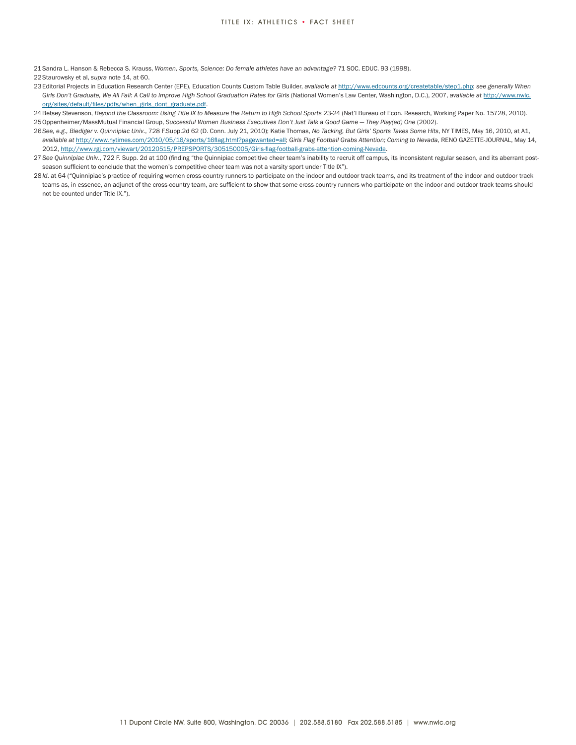21 Sandra L. Hanson & Rebecca S. Krauss, *Women, Sports, Science: Do female athletes have an advantage?* 71 SOC. EDUC. 93 (1998).

22 Staurowsky et al, *supra* note 14, at 60.

23 Editorial Projects in Education Research Center (EPE), Education Counts Custom Table Builder, *available at* http://www.edcounts.org/createtable/step1.php; *see generally When Girls Don't Graduate, We All Fail: A Call to Improve High School Graduation Rates for Girls* (National Women's Law Center, Washington, D.C.), 2007, *available at* http://www.nwlc.org/sites/default/files/pdfs/when_girls_dont_graduate.pdf.

24 Betsey Stevenson, *Beyond the Classroom: Using Title IX to Measure the Return to High School Sports* 23-24 (Nat'l Bureau of Econ. Research, Working Paper No. 15728, 2010).

25 Oppenheimer/MassMutual Financial Group, *Successful Women Business Executives Don't Just Talk a Good Game — They Play(ed) One* (2002).

26 *See, e.g., Biediger v. Quinnipiac Univ.*, 728 F.Supp.2d 62 (D. Conn. July 21, 2010); Katie Thomas, *No Tacking, But Girls' Sports Takes Some Hits*, NY TIMES, May 16, 2010, at A1, *available at* http://www.nytimes.com/2010/05/16/sports/16flag.html?pagewanted=all; *Girls Flag Football Grabs Attention; Coming to Nevada*, RENO GAZETTE-JOURNAL, May 14, 2012, http://www.rgj.com/viewart/20120515/PREPSPORTS/305150005/Girls-flag-football-grabs-attention-coming-Nevada.

27 *See Quinnipiac Univ*., 722 F. Supp. 2d at 100 (finding "the Quinnipiac competitive cheer team's inability to recruit off campus, its inconsistent regular season, and its aberrant post-season sufficient to conclude that the women's competitive cheer team was not a varsity sport under Title IX").

28 *Id*. at 64 ("Quinnipiac's practice of requiring women cross-country runners to participate on the indoor and outdoor track teams, and its treatment of the indoor and outdoor track teams as, in essence, an adjunct of the cross-country team, are sufficient to show that some cross-country runners who participate on the indoor and outdoor track teams should not be counted under Title IX.").